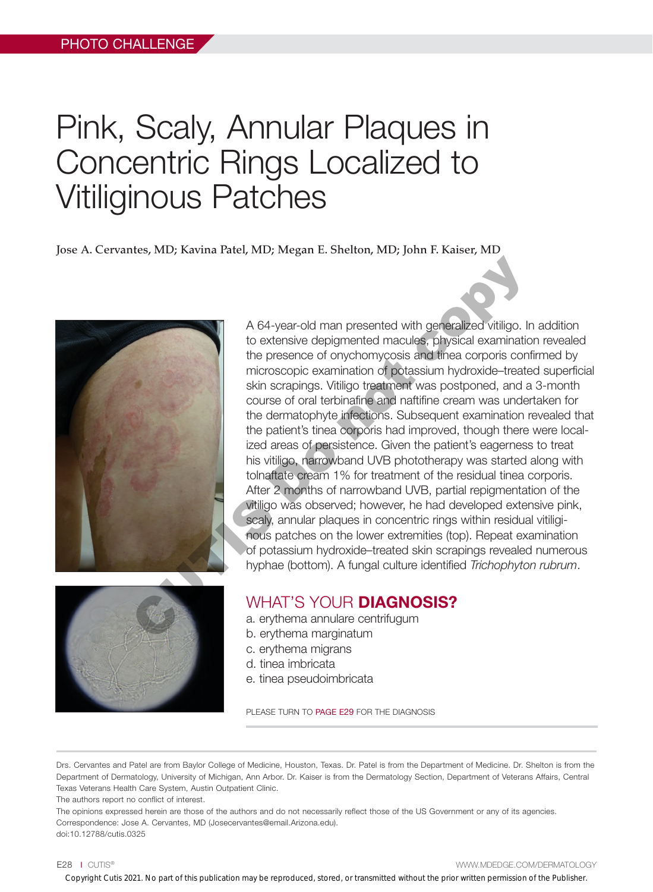PHOTO CHALLENGE

# Pink, Scaly, Annular Plaques in Concentric Rings Localized to Vitiliginous Patches

Jose A. Cervantes, MD; Kavina Patel, MD; Megan E. Shelton, MD; John F. Kaiser, MD

A 64-year-old man presented with generalized vitiligo. In addition to extensive depigmented macules, physical examination revealed the presence of onychomycosis and tinea corporis confirmed by microscopic examination of potassium hydroxide–treated superficial skin scrapings. Vitiligo treatment was postponed, and a 3-month course of oral terbinafine and naftifine cream was undertaken for the dermatophyte infections. Subsequent examination revealed that the patient's tinea corporis had improved, though there were localized areas of persistence. Given the patient's eagerness to treat his vitiligo, narrowband UVB phototherapy was started along with tolnaftate cream 1% for treatment of the residual tinea corporis. After 2 months of narrowband UVB, partial repigmentation of the vitiligo was observed; however, he had developed extensive pink, scaly, annular plaques in concentric rings within residual vitiliginous patches on the lower extremities (top). Repeat examination of potassium hydroxide–treated skin scrapings revealed numerous hyphae (bottom). A fungal culture identified *Trichophyton rubrum*.

## WHAT'S YOUR **DIAGNOSIS?**

a. erythema annulare centrifugum
b. erythema marginatum
c. erythema migrans
d. tinea imbricata
e. tinea pseudoimbricata

PLEASE TURN TO PAGE E29 FOR THE DIAGNOSIS

Drs. Cervantes and Patel are from Baylor College of Medicine, Houston, Texas. Dr. Patel is from the Department of Medicine. Dr. Shelton is from the Department of Dermatology, University of Michigan, Ann Arbor. Dr. Kaiser is from the Dermatology Section, Department of Veterans Affairs, Central Texas Veterans Health Care System, Austin Outpatient Clinic.

The authors report no conflict of interest.

The opinions expressed herein are those of the authors and do not necessarily reflect those of the US Government or any of its agencies.

Correspondence: Jose A. Cervantes, MD (Josecervantes@email.Arizona.edu).

doi:10.12788/cutis.0325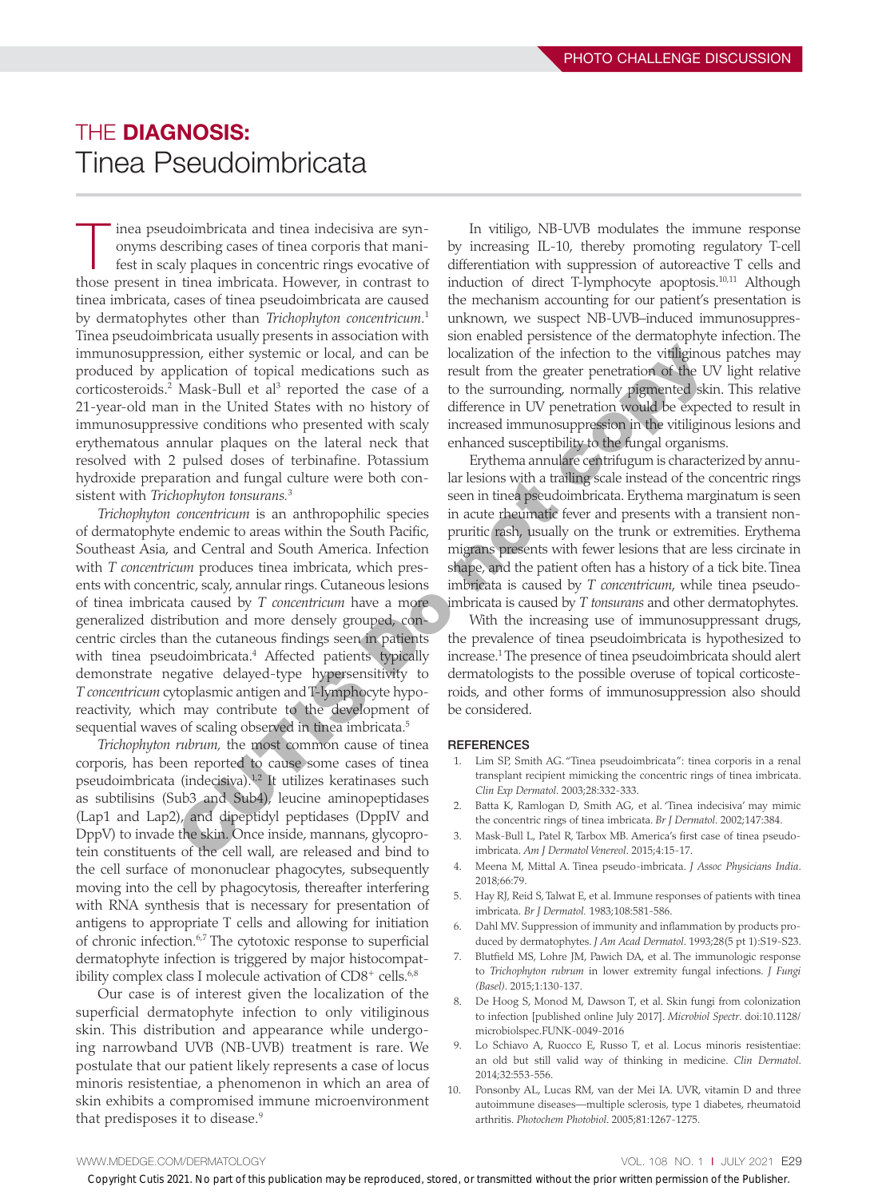# THE **DIAGNOSIS:** Tinea Pseudoimbricata

Tinea pseudoimbricata and tinea indecisiva are synonyms describing cases of tinea corporis that manifest in scaly plaques in concentric rings evocative of those present in tinea imbricata. However, in contrast to tinea imbricata, cases of tinea pseudoimbricata are caused by dermatophytes other than *Trichophyton concentricum*.[1] Tinea pseudoimbricata usually presents in association with immunosuppression, either systemic or local, and can be produced by application of topical medications such as corticosteroids.[2] Mask-Bull et al[3] reported the case of a 21-year-old man in the United States with no history of immunosuppressive conditions who presented with scaly erythematous annular plaques on the lateral neck that resolved with 2 pulsed doses of terbinafine. Potassium hydroxide preparation and fungal culture were both consistent with *Trichophyton tonsurans*.[3]

*Trichophyton concentricum* is an anthropophilic species of dermatophyte endemic to areas within the South Pacific, Southeast Asia, and Central and South America. Infection with *T concentricum* produces tinea imbricata, which presents with concentric, scaly, annular rings. Cutaneous lesions of tinea imbricata caused by *T concentricum* have a more generalized distribution and more densely grouped, concentric circles than the cutaneous findings seen in patients with tinea pseudoimbricata.[4] Affected patients typically demonstrate negative delayed-type hypersensitivity to *T concentricum* cytoplasmic antigen and T-lymphocyte hyporeactivity, which may contribute to the development of sequential waves of scaling observed in tinea imbricata.[5]

*Trichophyton rubrum,* the most common cause of tinea corporis, has been reported to cause some cases of tinea pseudoimbricata (indecisiva).[1,2] It utilizes keratinases such as subtilisins (Sub3 and Sub4), leucine aminopeptidases (Lap1 and Lap2), and dipeptidyl peptidases (DppIV and DppV) to invade the skin. Once inside, mannans, glycoprotein constituents of the cell wall, are released and bind to the cell surface of mononuclear phagocytes, subsequently moving into the cell by phagocytosis, thereafter interfering with RNA synthesis that is necessary for presentation of antigens to appropriate T cells and allowing for initiation of chronic infection.[6,7] The cytotoxic response to superficial dermatophyte infection is triggered by major histocompatibility complex class I molecule activation of CD8$^+$ cells.[6,8]

Our case is of interest given the localization of the superficial dermatophyte infection to only vitiliginous skin. This distribution and appearance while undergoing narrowband UVB (NB-UVB) treatment is rare. We postulate that our patient likely represents a case of locus minoris resistentiae, a phenomenon in which an area of skin exhibits a compromised immune microenvironment that predisposes it to disease.[9]

In vitiligo, NB-UVB modulates the immune response by increasing IL-10, thereby promoting regulatory T-cell differentiation with suppression of autoreactive T cells and induction of direct T-lymphocyte apoptosis.[10,11] Although the mechanism accounting for our patient's presentation is unknown, we suspect NB-UVB–induced immunosuppression enabled persistence of the dermatophyte infection. The localization of the infection to the vitiliginous patches may result from the greater penetration of the UV light relative to the surrounding, normally pigmented skin. This relative difference in UV penetration would be expected to result in increased immunosuppression in the vitiliginous lesions and enhanced susceptibility to the fungal organisms.

Erythema annulare centrifugum is characterized by annular lesions with a trailing scale instead of the concentric rings seen in tinea pseudoimbricata. Erythema marginatum is seen in acute rheumatic fever and presents with a transient nonpruritic rash, usually on the trunk or extremities. Erythema migrans presents with fewer lesions that are less circinate in shape, and the patient often has a history of a tick bite. Tinea imbricata is caused by *T concentricum*, while tinea pseudoimbricata is caused by *T tonsurans* and other dermatophytes.

With the increasing use of immunosuppressant drugs, the prevalence of tinea pseudoimbricata is hypothesized to increase.[1] The presence of tinea pseudoimbricata should alert dermatologists to the possible overuse of topical corticosteroids, and other forms of immunosuppression also should be considered.

## REFERENCES

1. Lim SP, Smith AG. "Tinea pseudoimbricata": tinea corporis in a renal transplant recipient mimicking the concentric rings of tinea imbricata. *Clin Exp Dermatol*. 2003;28:332-333.
2. Batta K, Ramlogan D, Smith AG, et al. 'Tinea indecisiva' may mimic the concentric rings of tinea imbricata. *Br J Dermatol*. 2002;147:384.
3. Mask-Bull L, Patel R, Tarbox MB. America's first case of tinea pseudoimbricata. *Am J Dermatol Venereol*. 2015;4:15-17.
4. Meena M, Mittal A. Tinea pseudo-imbricata. *J Assoc Physicians India*. 2018;66:79.
5. Hay RJ, Reid S, Talwat E, et al. Immune responses of patients with tinea imbricata. *Br J Dermatol.* 1983;108:581-586.
6. Dahl MV. Suppression of immunity and inflammation by products produced by dermatophytes. *J Am Acad Dermatol*. 1993;28(5 pt 1):S19-S23.
7. Blutfield MS, Lohre JM, Pawich DA, et al. The immunologic response to *Trichophyton rubrum* in lower extremity fungal infections. *J Fungi (Basel)*. 2015;1:130-137.
8. De Hoog S, Monod M, Dawson T, et al. Skin fungi from colonization to infection [published online July 2017]. *Microbiol Spectr*. doi:10.1128/microbiolspec.FUNK-0049-2016
9. Lo Schiavo A, Ruocco E, Russo T, et al. Locus minoris resistentiae: an old but still valid way of thinking in medicine. *Clin Dermatol*. 2014;32:553-556.
10. Ponsonby AL, Lucas RM, van der Mei IA. UVR, vitamin D and three autoimmune diseases—multiple sclerosis, type 1 diabetes, rheumatoid arthritis. *Photochem Photobiol*. 2005;81:1267-1275.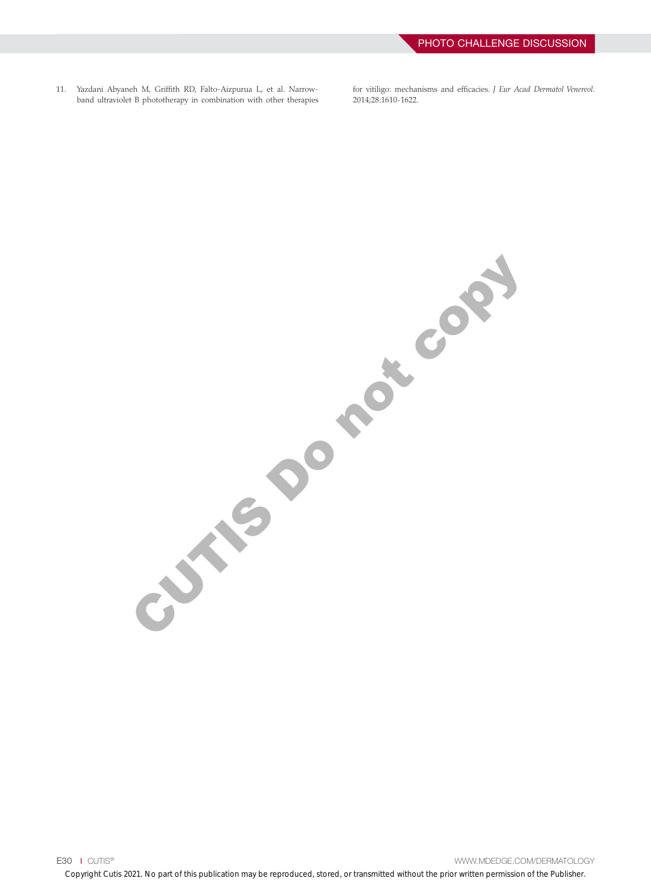11. Yazdani Abyaneh M, Griffith RD, Falto-Aizpurua L, et al. Narrowband ultraviolet B phototherapy in combination with other therapies for vitiligo: mechanisms and efficacies. *J Eur Acad Dermatol Venereol*. 2014;28:1610-1622.